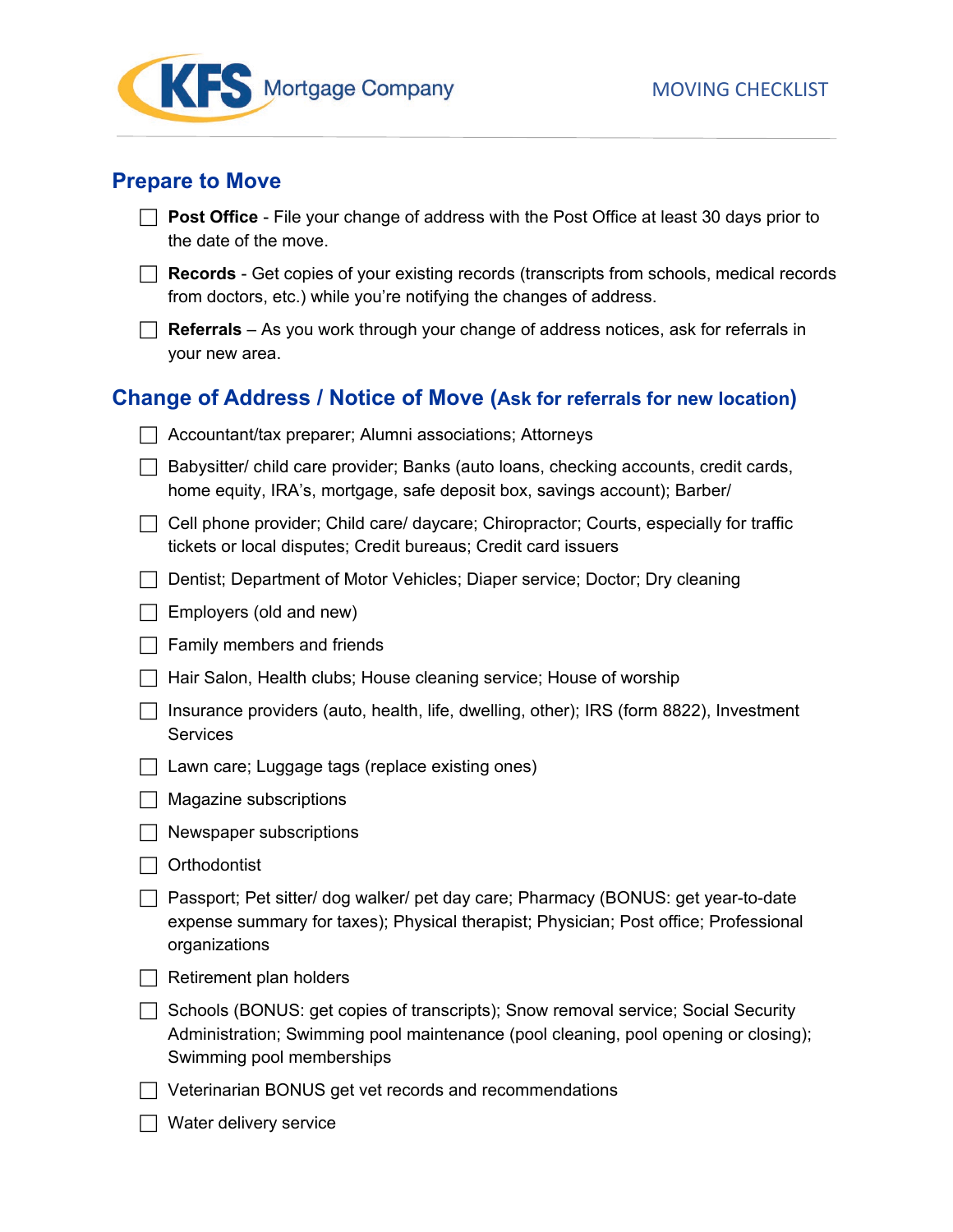KFS Mortgage Company

MOVING CHECKLIST

## Prepare to Move

- [ ] **Post Office** - File your change of address with the Post Office at least 30 days prior to the date of the move.
- [ ] **Records** - Get copies of your existing records (transcripts from schools, medical records from doctors, etc.) while you're notifying the changes of address.
- [ ] **Referrals** – As you work through your change of address notices, ask for referrals in your new area.

## Change of Address / Notice of Move (Ask for referrals for new location)

- [ ] Accountant/tax preparer; Alumni associations; Attorneys
- [ ] Babysitter/ child care provider; Banks (auto loans, checking accounts, credit cards, home equity, IRA's, mortgage, safe deposit box, savings account); Barber/
- [ ] Cell phone provider; Child care/ daycare; Chiropractor; Courts, especially for traffic tickets or local disputes; Credit bureaus; Credit card issuers
- [ ] Dentist; Department of Motor Vehicles; Diaper service; Doctor; Dry cleaning
- [ ] Employers (old and new)
- [ ] Family members and friends
- [ ] Hair Salon, Health clubs; House cleaning service; House of worship
- [ ] Insurance providers (auto, health, life, dwelling, other); IRS (form 8822), Investment Services
- [ ] Lawn care; Luggage tags (replace existing ones)
- [ ] Magazine subscriptions
- [ ] Newspaper subscriptions
- [ ] Orthodontist
- [ ] Passport; Pet sitter/ dog walker/ pet day care; Pharmacy (BONUS: get year-to-date expense summary for taxes); Physical therapist; Physician; Post office; Professional organizations
- [ ] Retirement plan holders
- [ ] Schools (BONUS: get copies of transcripts); Snow removal service; Social Security Administration; Swimming pool maintenance (pool cleaning, pool opening or closing); Swimming pool memberships
- [ ] Veterinarian BONUS get vet records and recommendations
- [ ] Water delivery service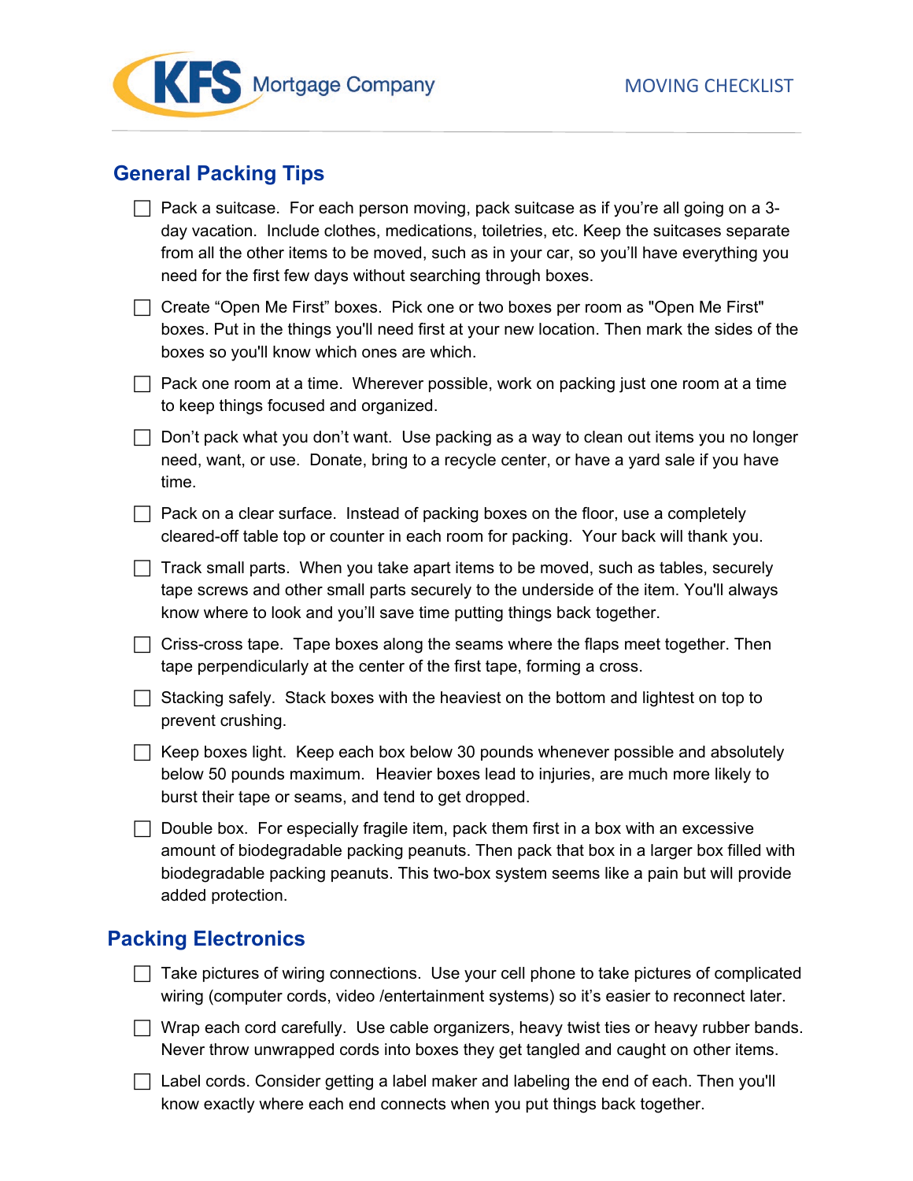## General Packing Tips

- [ ] Pack a suitcase. For each person moving, pack suitcase as if you're all going on a 3-day vacation. Include clothes, medications, toiletries, etc. Keep the suitcases separate from all the other items to be moved, such as in your car, so you'll have everything you need for the first few days without searching through boxes.
- [ ] Create "Open Me First" boxes. Pick one or two boxes per room as "Open Me First" boxes. Put in the things you'll need first at your new location. Then mark the sides of the boxes so you'll know which ones are which.
- [ ] Pack one room at a time. Wherever possible, work on packing just one room at a time to keep things focused and organized.
- [ ] Don't pack what you don't want. Use packing as a way to clean out items you no longer need, want, or use. Donate, bring to a recycle center, or have a yard sale if you have time.
- [ ] Pack on a clear surface. Instead of packing boxes on the floor, use a completely cleared-off table top or counter in each room for packing. Your back will thank you.
- [ ] Track small parts. When you take apart items to be moved, such as tables, securely tape screws and other small parts securely to the underside of the item. You'll always know where to look and you'll save time putting things back together.
- [ ] Criss-cross tape. Tape boxes along the seams where the flaps meet together. Then tape perpendicularly at the center of the first tape, forming a cross.
- [ ] Stacking safely. Stack boxes with the heaviest on the bottom and lightest on top to prevent crushing.
- [ ] Keep boxes light. Keep each box below 30 pounds whenever possible and absolutely below 50 pounds maximum. Heavier boxes lead to injuries, are much more likely to burst their tape or seams, and tend to get dropped.
- [ ] Double box. For especially fragile item, pack them first in a box with an excessive amount of biodegradable packing peanuts. Then pack that box in a larger box filled with biodegradable packing peanuts. This two-box system seems like a pain but will provide added protection.

## Packing Electronics

- [ ] Take pictures of wiring connections. Use your cell phone to take pictures of complicated wiring (computer cords, video /entertainment systems) so it's easier to reconnect later.
- [ ] Wrap each cord carefully. Use cable organizers, heavy twist ties or heavy rubber bands. Never throw unwrapped cords into boxes they get tangled and caught on other items.
- [ ] Label cords. Consider getting a label maker and labeling the end of each. Then you'll know exactly where each end connects when you put things back together.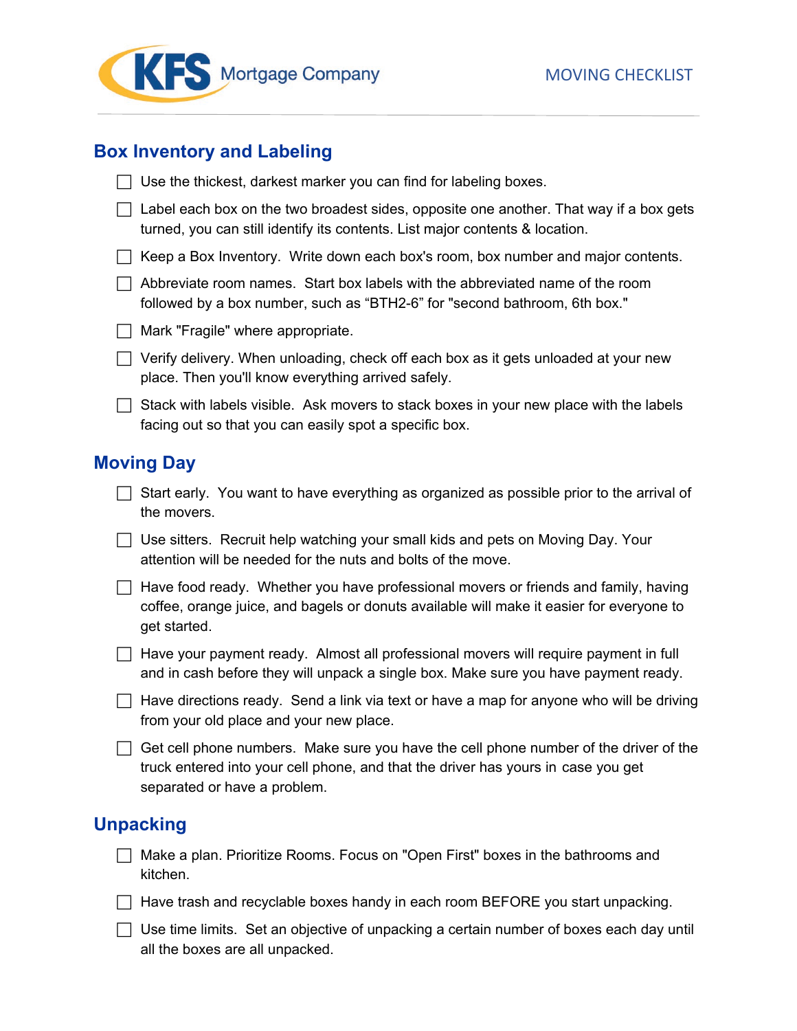## Box Inventory and Labeling

- [ ] Use the thickest, darkest marker you can find for labeling boxes.
- [ ] Label each box on the two broadest sides, opposite one another. That way if a box gets turned, you can still identify its contents. List major contents & location.
- [ ] Keep a Box Inventory. Write down each box's room, box number and major contents.
- [ ] Abbreviate room names. Start box labels with the abbreviated name of the room followed by a box number, such as "BTH2-6" for "second bathroom, 6th box."
- [ ] Mark "Fragile" where appropriate.
- [ ] Verify delivery. When unloading, check off each box as it gets unloaded at your new place. Then you'll know everything arrived safely.
- [ ] Stack with labels visible. Ask movers to stack boxes in your new place with the labels facing out so that you can easily spot a specific box.

## Moving Day

- [ ] Start early. You want to have everything as organized as possible prior to the arrival of the movers.
- [ ] Use sitters. Recruit help watching your small kids and pets on Moving Day. Your attention will be needed for the nuts and bolts of the move.
- [ ] Have food ready. Whether you have professional movers or friends and family, having coffee, orange juice, and bagels or donuts available will make it easier for everyone to get started.
- [ ] Have your payment ready. Almost all professional movers will require payment in full and in cash before they will unpack a single box. Make sure you have payment ready.
- [ ] Have directions ready. Send a link via text or have a map for anyone who will be driving from your old place and your new place.
- [ ] Get cell phone numbers. Make sure you have the cell phone number of the driver of the truck entered into your cell phone, and that the driver has yours in case you get separated or have a problem.

## Unpacking

- [ ] Make a plan. Prioritize Rooms. Focus on "Open First" boxes in the bathrooms and kitchen.
- [ ] Have trash and recyclable boxes handy in each room BEFORE you start unpacking.
- [ ] Use time limits. Set an objective of unpacking a certain number of boxes each day until all the boxes are all unpacked.